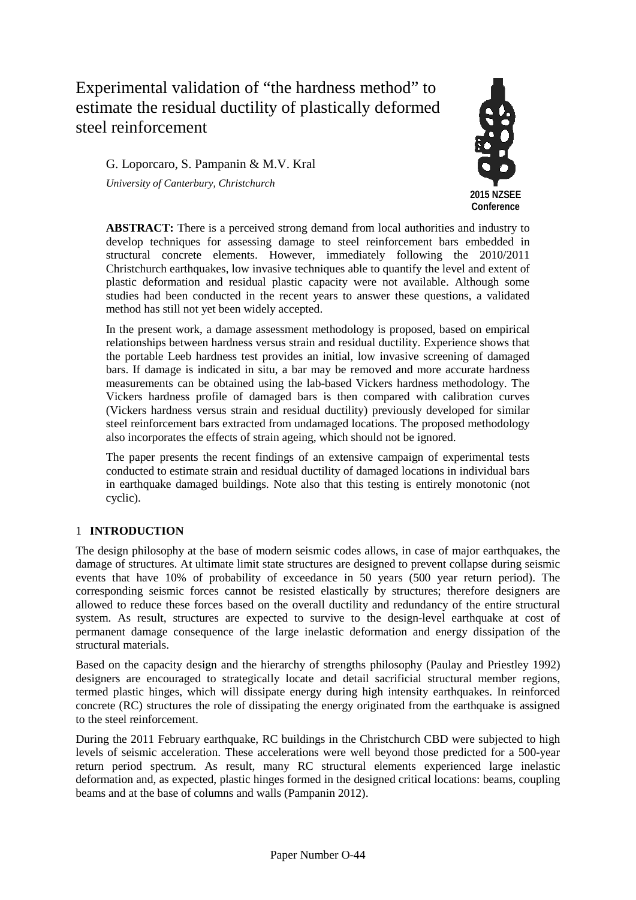# Experimental validation of "the hardness method" to estimate the residual ductility of plastically deformed steel reinforcement

G. Loporcaro, S. Pampanin & M.V. Kral

*University of Canterbury, Christchurch*

**2015 NZSEE Conference**

**ABSTRACT:** There is a perceived strong demand from local authorities and industry to develop techniques for assessing damage to steel reinforcement bars embedded in structural concrete elements. However, immediately following the 2010/2011 Christchurch earthquakes, low invasive techniques able to quantify the level and extent of plastic deformation and residual plastic capacity were not available. Although some studies had been conducted in the recent years to answer these questions, a validated method has still not yet been widely accepted.

In the present work, a damage assessment methodology is proposed, based on empirical relationships between hardness versus strain and residual ductility. Experience shows that the portable Leeb hardness test provides an initial, low invasive screening of damaged bars. If damage is indicated in situ, a bar may be removed and more accurate hardness measurements can be obtained using the lab-based Vickers hardness methodology. The Vickers hardness profile of damaged bars is then compared with calibration curves (Vickers hardness versus strain and residual ductility) previously developed for similar steel reinforcement bars extracted from undamaged locations. The proposed methodology also incorporates the effects of strain ageing, which should not be ignored.

The paper presents the recent findings of an extensive campaign of experimental tests conducted to estimate strain and residual ductility of damaged locations in individual bars in earthquake damaged buildings. Note also that this testing is entirely monotonic (not cyclic).

## 1 INTRODUCTION

The design philosophy at the base of modern seismic codes allows, in case of major earthquakes, the damage of structures. At ultimate limit state structures are designed to prevent collapse during seismic events that have 10% of probability of exceedance in 50 years (500 year return period). The corresponding seismic forces cannot be resisted elastically by structures; therefore designers are allowed to reduce these forces based on the overall ductility and redundancy of the entire structural system. As result, structures are expected to survive to the design-level earthquake at cost of permanent damage consequence of the large inelastic deformation and energy dissipation of the structural materials.

Based on the capacity design and the hierarchy of strengths philosophy (Paulay and Priestley 1992) designers are encouraged to strategically locate and detail sacrificial structural member regions, termed plastic hinges, which will dissipate energy during high intensity earthquakes. In reinforced concrete (RC) structures the role of dissipating the energy originated from the earthquake is assigned to the steel reinforcement.

During the 2011 February earthquake, RC buildings in the Christchurch CBD were subjected to high levels of seismic acceleration. These accelerations were well beyond those predicted for a 500-year return period spectrum. As result, many RC structural elements experienced large inelastic deformation and, as expected, plastic hinges formed in the designed critical locations: beams, coupling beams and at the base of columns and walls (Pampanin 2012).

Paper Number O-44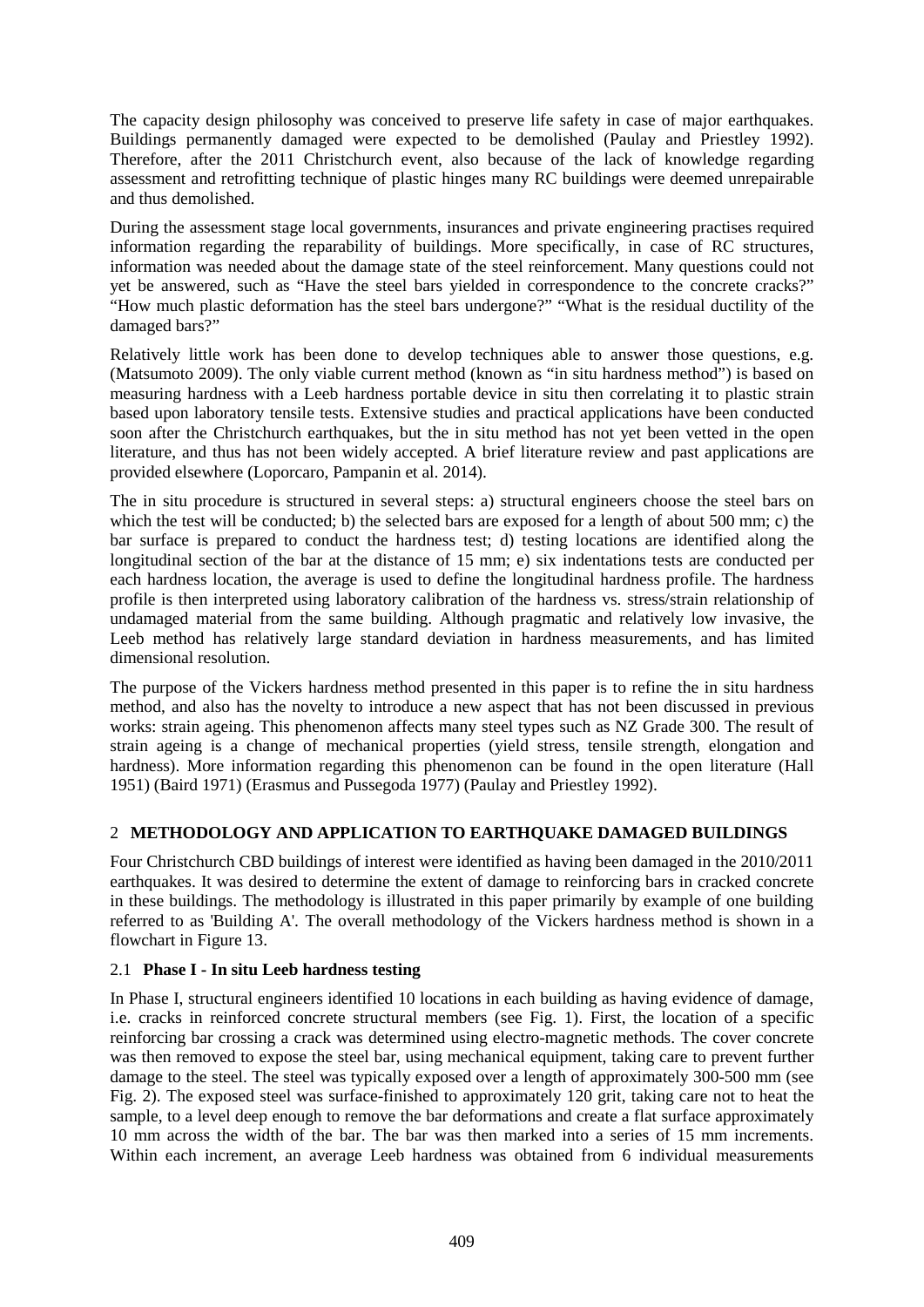The capacity design philosophy was conceived to preserve life safety in case of major earthquakes. Buildings permanently damaged were expected to be demolished (Paulay and Priestley 1992). Therefore, after the 2011 Christchurch event, also because of the lack of knowledge regarding assessment and retrofitting technique of plastic hinges many RC buildings were deemed unrepairable and thus demolished.

During the assessment stage local governments, insurances and private engineering practises required information regarding the reparability of buildings. More specifically, in case of RC structures, information was needed about the damage state of the steel reinforcement. Many questions could not yet be answered, such as "Have the steel bars yielded in correspondence to the concrete cracks?" "How much plastic deformation has the steel bars undergone?" "What is the residual ductility of the damaged bars?"

Relatively little work has been done to develop techniques able to answer those questions, e.g. (Matsumoto 2009). The only viable current method (known as "in situ hardness method") is based on measuring hardness with a Leeb hardness portable device in situ then correlating it to plastic strain based upon laboratory tensile tests. Extensive studies and practical applications have been conducted soon after the Christchurch earthquakes, but the in situ method has not yet been vetted in the open literature, and thus has not been widely accepted. A brief literature review and past applications are provided elsewhere (Loporcaro, Pampanin et al. 2014).

The in situ procedure is structured in several steps: a) structural engineers choose the steel bars on which the test will be conducted; b) the selected bars are exposed for a length of about 500 mm; c) the bar surface is prepared to conduct the hardness test; d) testing locations are identified along the longitudinal section of the bar at the distance of 15 mm; e) six indentations tests are conducted per each hardness location, the average is used to define the longitudinal hardness profile. The hardness profile is then interpreted using laboratory calibration of the hardness vs. stress/strain relationship of undamaged material from the same building. Although pragmatic and relatively low invasive, the Leeb method has relatively large standard deviation in hardness measurements, and has limited dimensional resolution.

The purpose of the Vickers hardness method presented in this paper is to refine the in situ hardness method, and also has the novelty to introduce a new aspect that has not been discussed in previous works: strain ageing. This phenomenon affects many steel types such as NZ Grade 300. The result of strain ageing is a change of mechanical properties (yield stress, tensile strength, elongation and hardness). More information regarding this phenomenon can be found in the open literature (Hall 1951) (Baird 1971) (Erasmus and Pussegoda 1977) (Paulay and Priestley 1992).

## 2 METHODOLOGY AND APPLICATION TO EARTHQUAKE DAMAGED BUILDINGS

Four Christchurch CBD buildings of interest were identified as having been damaged in the 2010/2011 earthquakes. It was desired to determine the extent of damage to reinforcing bars in cracked concrete in these buildings. The methodology is illustrated in this paper primarily by example of one building referred to as 'Building A'. The overall methodology of the Vickers hardness method is shown in a flowchart in Figure 13.

### 2.1 Phase I - In situ Leeb hardness testing

In Phase I, structural engineers identified 10 locations in each building as having evidence of damage, i.e. cracks in reinforced concrete structural members (see Fig. 1). First, the location of a specific reinforcing bar crossing a crack was determined using electro-magnetic methods. The cover concrete was then removed to expose the steel bar, using mechanical equipment, taking care to prevent further damage to the steel. The steel was typically exposed over a length of approximately 300-500 mm (see Fig. 2). The exposed steel was surface-finished to approximately 120 grit, taking care not to heat the sample, to a level deep enough to remove the bar deformations and create a flat surface approximately 10 mm across the width of the bar. The bar was then marked into a series of 15 mm increments. Within each increment, an average Leeb hardness was obtained from 6 individual measurements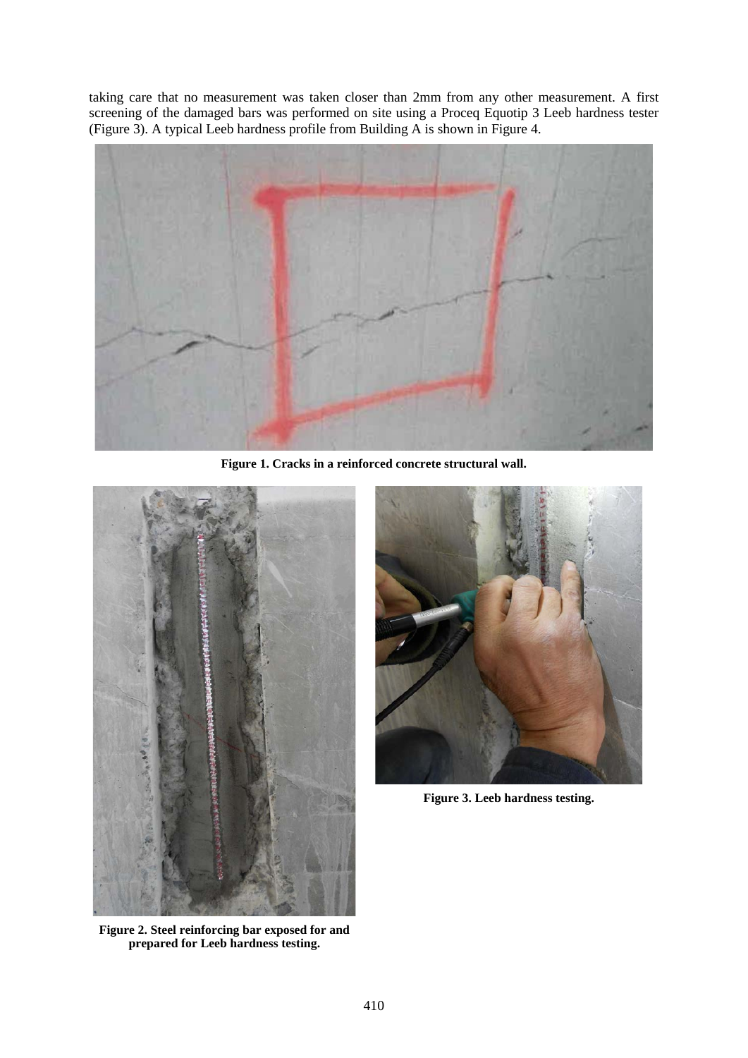taking care that no measurement was taken closer than 2mm from any other measurement. A first screening of the damaged bars was performed on site using a Proceq Equotip 3 Leeb hardness tester (Figure 3). A typical Leeb hardness profile from Building A is shown in Figure 4.

**Figure 1. Cracks in a reinforced concrete structural wall.**

**Figure 2. Steel reinforcing bar exposed for and prepared for Leeb hardness testing.**

**Figure 3. Leeb hardness testing.**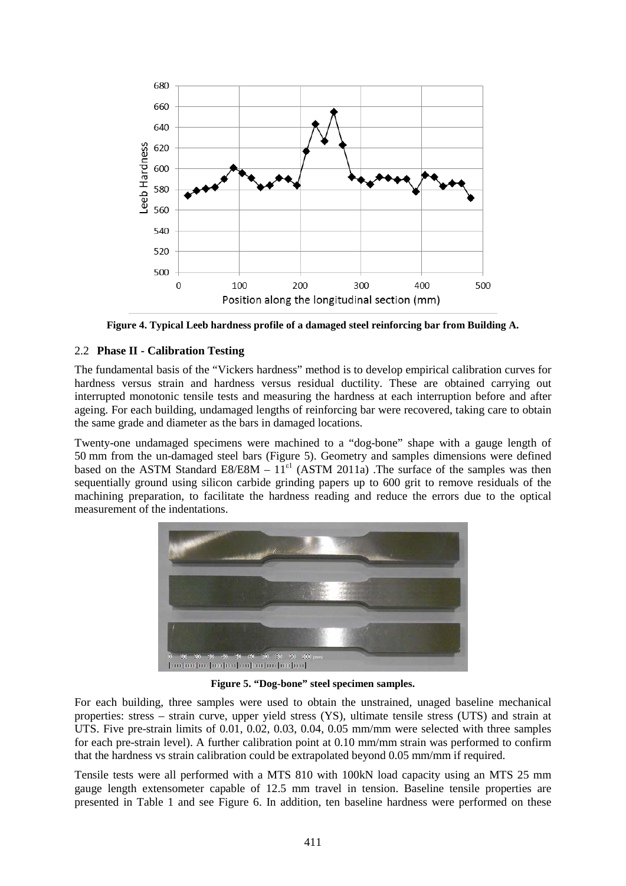**Figure 4. Typical Leeb hardness profile of a damaged steel reinforcing bar from Building A.**

### 2.2 **Phase II - Calibration Testing**

The fundamental basis of the "Vickers hardness" method is to develop empirical calibration curves for hardness versus strain and hardness versus residual ductility. These are obtained carrying out interrupted monotonic tensile tests and measuring the hardness at each interruption before and after ageing. For each building, undamaged lengths of reinforcing bar were recovered, taking care to obtain the same grade and diameter as the bars in damaged locations.

Twenty-one undamaged specimens were machined to a "dog-bone" shape with a gauge length of 50 mm from the un-damaged steel bars (Figure 5). Geometry and samples dimensions were defined based on the ASTM Standard E8/E8M – $11^{\varepsilon 1}$ (ASTM 2011a) .The surface of the samples was then sequentially ground using silicon carbide grinding papers up to 600 grit to remove residuals of the machining preparation, to facilitate the hardness reading and reduce the errors due to the optical measurement of the indentations.

**Figure 5. "Dog-bone" steel specimen samples.**

For each building, three samples were used to obtain the unstrained, unaged baseline mechanical properties: stress – strain curve, upper yield stress (YS), ultimate tensile stress (UTS) and strain at UTS. Five pre-strain limits of 0.01, 0.02, 0.03, 0.04, 0.05 mm/mm were selected with three samples for each pre-strain level). A further calibration point at 0.10 mm/mm strain was performed to confirm that the hardness vs strain calibration could be extrapolated beyond 0.05 mm/mm if required.

Tensile tests were all performed with a MTS 810 with 100kN load capacity using an MTS 25 mm gauge length extensometer capable of 12.5 mm travel in tension. Baseline tensile properties are presented in Table 1 and see Figure 6. In addition, ten baseline hardness were performed on these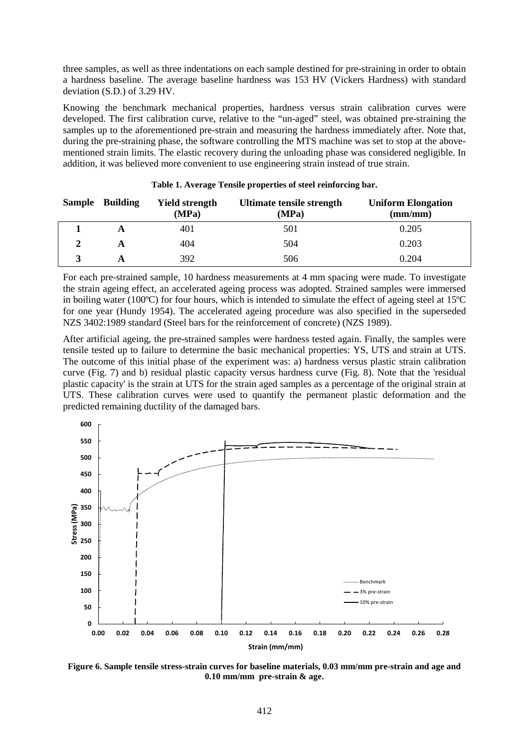three samples, as well as three indentations on each sample destined for pre-straining in order to obtain a hardness baseline. The average baseline hardness was 153 HV (Vickers Hardness) with standard deviation (S.D.) of 3.29 HV.

Knowing the benchmark mechanical properties, hardness versus strain calibration curves were developed. The first calibration curve, relative to the "un-aged" steel, was obtained pre-straining the samples up to the aforementioned pre-strain and measuring the hardness immediately after. Note that, during the pre-straining phase, the software controlling the MTS machine was set to stop at the above-mentioned strain limits. The elastic recovery during the unloading phase was considered negligible. In addition, it was believed more convenient to use engineering strain instead of true strain.

**Table 1. Average Tensile properties of steel reinforcing bar.**

| Sample | Building | Yield strength (MPa) | Ultimate tensile strength (MPa) | Uniform Elongation (mm/mm) |
|---|---|---|---|---|
| **1** | **A** | 401 | 501 | 0.205 |
| **2** | **A** | 404 | 504 | 0.203 |
| **3** | **A** | 392 | 506 | 0.204 |

For each pre-strained sample, 10 hardness measurements at 4 mm spacing were made. To investigate the strain ageing effect, an accelerated ageing process was adopted. Strained samples were immersed in boiling water (100ºC) for four hours, which is intended to simulate the effect of ageing steel at 15ºC for one year (Hundy 1954). The accelerated ageing procedure was also specified in the superseded NZS 3402:1989 standard (Steel bars for the reinforcement of concrete) (NZS 1989).

After artificial ageing, the pre-strained samples were hardness tested again. Finally, the samples were tensile tested up to failure to determine the basic mechanical properties: YS, UTS and strain at UTS. The outcome of this initial phase of the experiment was: a) hardness versus plastic strain calibration curve (Fig. 7) and b) residual plastic capacity versus hardness curve (Fig. 8). Note that the 'residual plastic capacity' is the strain at UTS for the strain aged samples as a percentage of the original strain at UTS. These calibration curves were used to quantify the permanent plastic deformation and the predicted remaining ductility of the damaged bars.

**Figure 6. Sample tensile stress-strain curves for baseline materials, 0.03 mm/mm pre-strain and age and 0.10 mm/mm pre-strain & age.**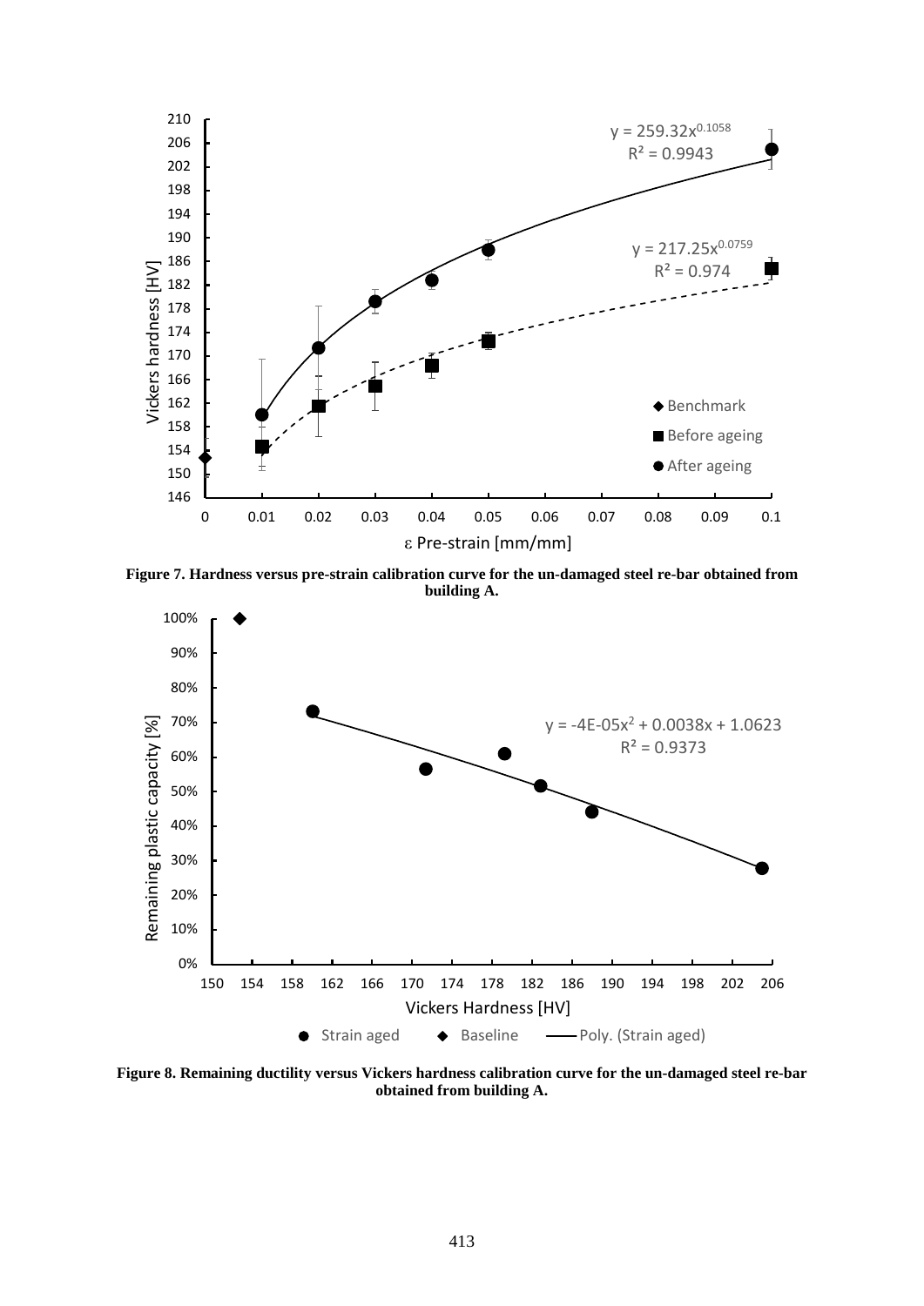**Figure 7. Hardness versus pre-strain calibration curve for the un-damaged steel re-bar obtained from building A.**

**Figure 8. Remaining ductility versus Vickers hardness calibration curve for the un-damaged steel re-bar obtained from building A.**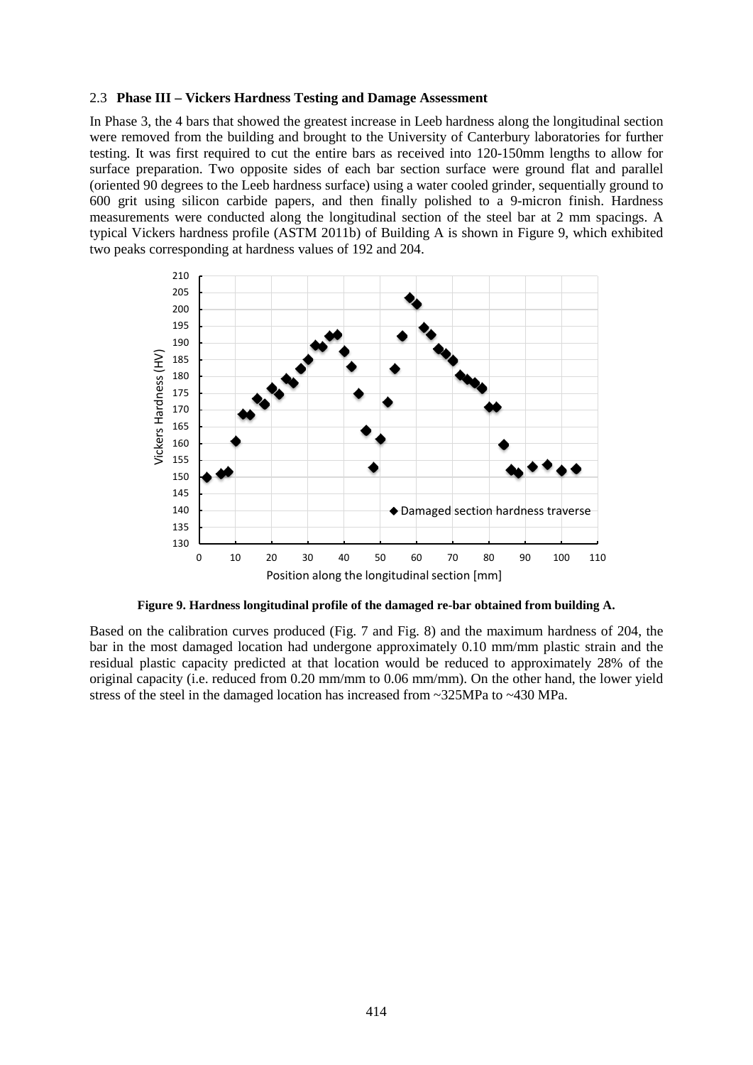### 2.3 Phase III – Vickers Hardness Testing and Damage Assessment

In Phase 3, the 4 bars that showed the greatest increase in Leeb hardness along the longitudinal section were removed from the building and brought to the University of Canterbury laboratories for further testing. It was first required to cut the entire bars as received into 120-150mm lengths to allow for surface preparation. Two opposite sides of each bar section surface were ground flat and parallel (oriented 90 degrees to the Leeb hardness surface) using a water cooled grinder, sequentially ground to 600 grit using silicon carbide papers, and then finally polished to a 9-micron finish. Hardness measurements were conducted along the longitudinal section of the steel bar at 2 mm spacings. A typical Vickers hardness profile (ASTM 2011b) of Building A is shown in Figure 9, which exhibited two peaks corresponding at hardness values of 192 and 204.

**Figure 9. Hardness longitudinal profile of the damaged re-bar obtained from building A.**

Based on the calibration curves produced (Fig. 7 and Fig. 8) and the maximum hardness of 204, the bar in the most damaged location had undergone approximately 0.10 mm/mm plastic strain and the residual plastic capacity predicted at that location would be reduced to approximately 28% of the original capacity (i.e. reduced from 0.20 mm/mm to 0.06 mm/mm). On the other hand, the lower yield stress of the steel in the damaged location has increased from ~325MPa to ~430 MPa.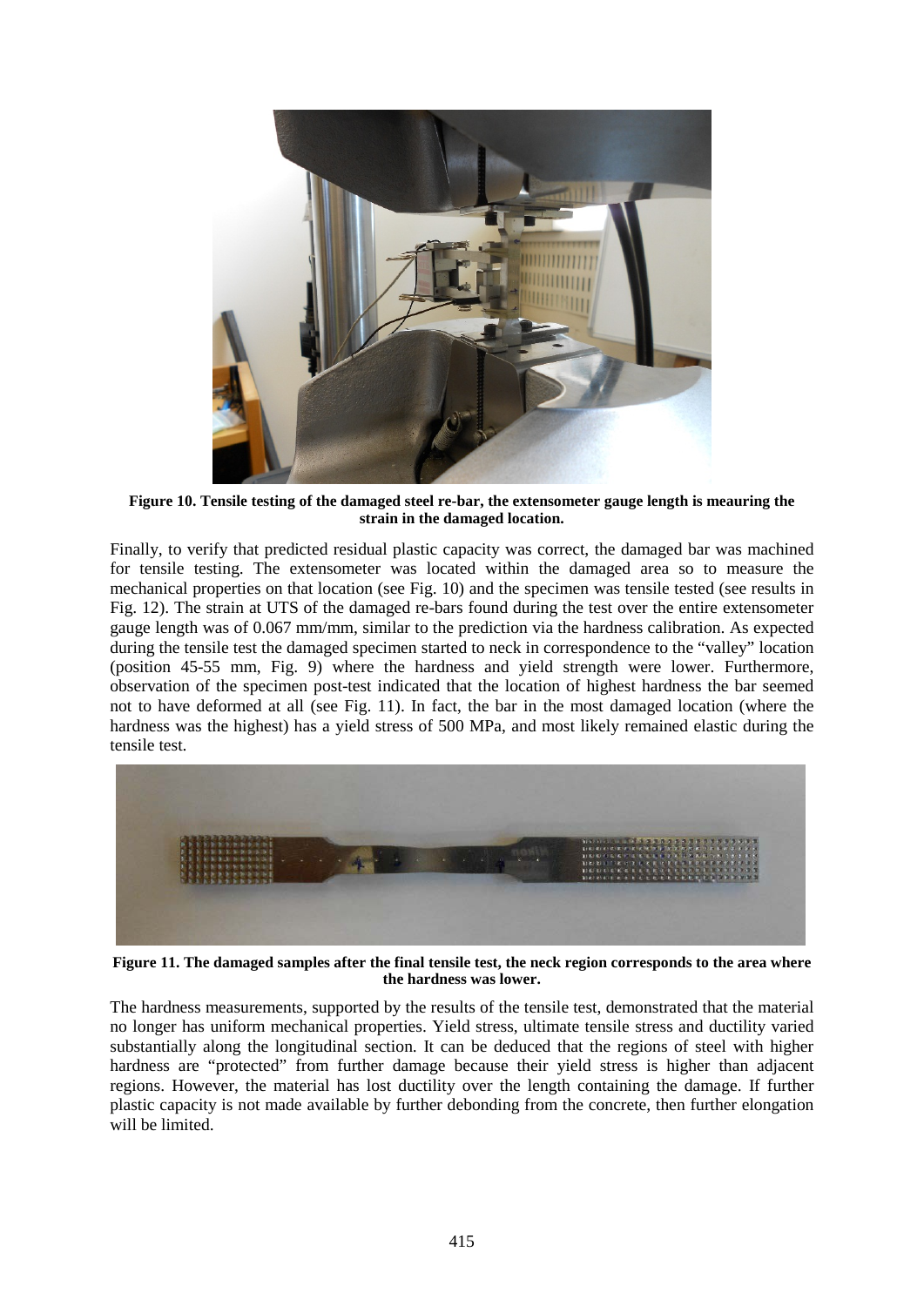Figure 10. Tensile testing of the damaged steel re-bar, the extensometer gauge length is meauring the strain in the damaged location.

Finally, to verify that predicted residual plastic capacity was correct, the damaged bar was machined for tensile testing. The extensometer was located within the damaged area so to measure the mechanical properties on that location (see Fig. 10) and the specimen was tensile tested (see results in Fig. 12). The strain at UTS of the damaged re-bars found during the test over the entire extensometer gauge length was of 0.067 mm/mm, similar to the prediction via the hardness calibration. As expected during the tensile test the damaged specimen started to neck in correspondence to the "valley" location (position 45-55 mm, Fig. 9) where the hardness and yield strength were lower. Furthermore, observation of the specimen post-test indicated that the location of highest hardness the bar seemed not to have deformed at all (see Fig. 11). In fact, the bar in the most damaged location (where the hardness was the highest) has a yield stress of 500 MPa, and most likely remained elastic during the tensile test.

Figure 11. The damaged samples after the final tensile test, the neck region corresponds to the area where the hardness was lower.

The hardness measurements, supported by the results of the tensile test, demonstrated that the material no longer has uniform mechanical properties. Yield stress, ultimate tensile stress and ductility varied substantially along the longitudinal section. It can be deduced that the regions of steel with higher hardness are "protected" from further damage because their yield stress is higher than adjacent regions. However, the material has lost ductility over the length containing the damage. If further plastic capacity is not made available by further debonding from the concrete, then further elongation will be limited.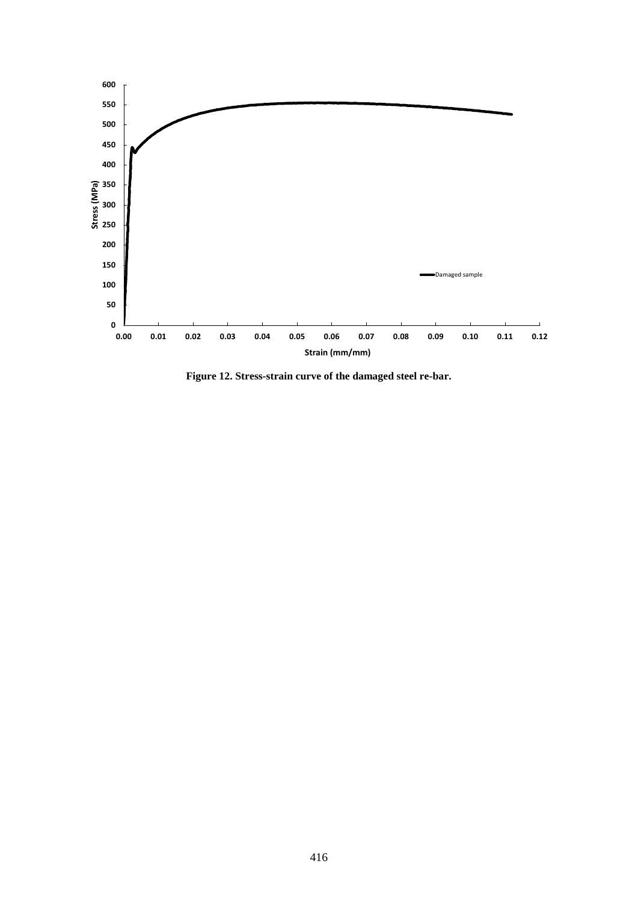**Figure 12. Stress-strain curve of the damaged steel re-bar.**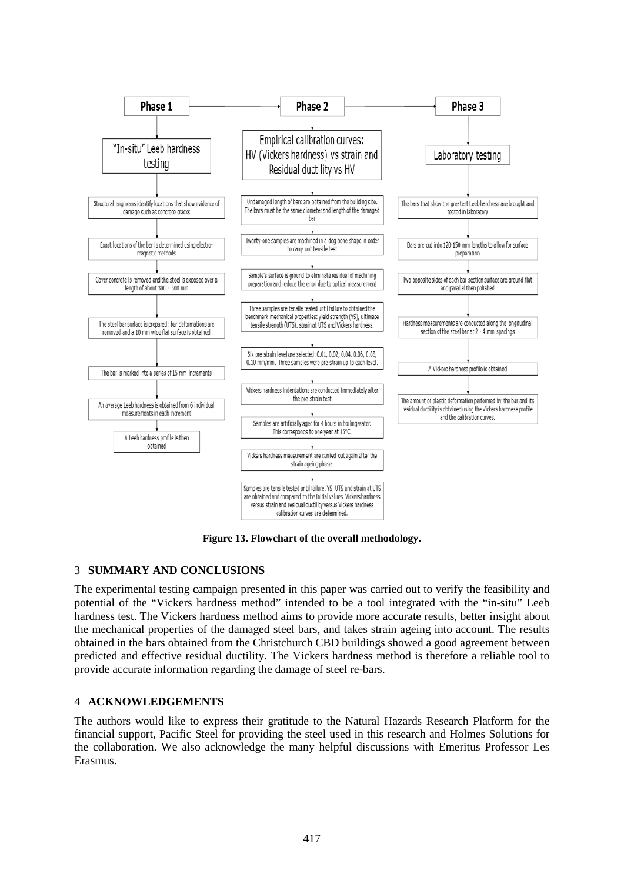**Phase 1** → **Phase 2** → **Phase 3**

**Phase 1: "In-situ" Leeb hardness testing**

- Structural engineers identify locations that show evidence of damage such as concrete cracks
- Exact locations of the bar is determined using electro-magnetic methods
- Cover concrete is removed and the steel is exposed over a length of about 300 – 500 mm
- The steel bar surface is prepared: bar deformations are removed and a 10 mm wide flat surface is obtained
- The bar is marked into a series of 15 mm increments
- An average Leeb hardness is obtained from 6 individual measurements in each increment
- A Leeb hardness profile is then obtained

**Phase 2: Empirical calibration curves: HV (Vickers hardness) vs strain and Residual ductility vs HV**

- Undamaged length of bars are obtained from the building site. The bars must be the same diameter and length of the damaged bar
- Twenty-one samples are machined in a dog bone shape in order to carry out tensile test
- Sample's surface is ground to eliminate residual of machining preparation and reduce the error due to optical measurement
- Three samples are tensile tested until failure to obtained the benchmark mechanical properties: yield strength (YS), ultimate tensile strength (UTS), strain at UTS and Vickers hardness.
- Six pre-strain level are selected: 0.01, 0.02, 0.04, 0.06, 0.08, 0.10 mm/mm. Three samples were pre-strain up to each level.
- Vickers hardness indentations are conducted immediately after the pre strain test
- Samples are artificially aged for 4 hours in boiling water. This corresponds to one year at 15°C.
- Vickers hardness measurement are carried out again after the strain ageing phase.
- Samples are tensile tested until failure. YS, UTS and strain at UTS are obtained and compared to the initial values. Vickers hardness versus strain and residual ductility versus Vickers hardness calibration curves are determined.

**Phase 3: Laboratory testing**

- The bars that show the greatest Leeb hardness are brought and tested in laboratory
- Bars are cut into 120-150 mm lengths to allow for surface preparation
- Two opposite sides of each bar section surface are ground flat and parallel then polished
- Hardness measurements are conducted along the longitudinal section of the steel bar at 2 - 4 mm spacings
- A Vickers hardness profile is obtained
- The amount of plastic deformation performed by the bar and its residual ductility is obtained using the Vickers hardness profile and the calibration curves.

**Figure 13. Flowchart of the overall methodology.**

## 3 SUMMARY AND CONCLUSIONS

The experimental testing campaign presented in this paper was carried out to verify the feasibility and potential of the "Vickers hardness method" intended to be a tool integrated with the "in-situ" Leeb hardness test. The Vickers hardness method aims to provide more accurate results, better insight about the mechanical properties of the damaged steel bars, and takes strain ageing into account. The results obtained in the bars obtained from the Christchurch CBD buildings showed a good agreement between predicted and effective residual ductility. The Vickers hardness method is therefore a reliable tool to provide accurate information regarding the damage of steel re-bars.

## 4 ACKNOWLEDGEMENTS

The authors would like to express their gratitude to the Natural Hazards Research Platform for the financial support, Pacific Steel for providing the steel used in this research and Holmes Solutions for the collaboration. We also acknowledge the many helpful discussions with Emeritus Professor Les Erasmus.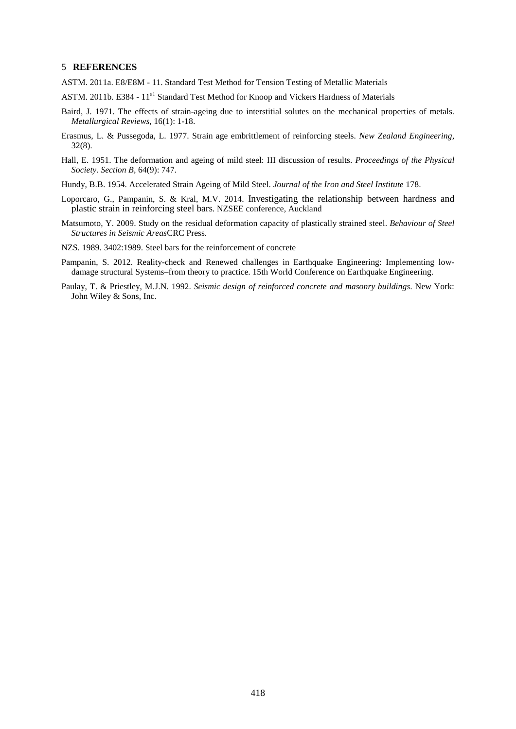## 5 REFERENCES

ASTM. 2011a. E8/E8M - 11. Standard Test Method for Tension Testing of Metallic Materials

ASTM. 2011b. E384 - $11^{\varepsilon 1}$ Standard Test Method for Knoop and Vickers Hardness of Materials

Baird, J. 1971. The effects of strain-ageing due to interstitial solutes on the mechanical properties of metals. *Metallurgical Reviews,* 16(1): 1-18.

Erasmus, L. & Pussegoda, L. 1977. Strain age embrittlement of reinforcing steels. *New Zealand Engineering,* 32(8).

Hall, E. 1951. The deformation and ageing of mild steel: III discussion of results. *Proceedings of the Physical Society. Section B,* 64(9): 747.

Hundy, B.B. 1954. Accelerated Strain Ageing of Mild Steel. *Journal of the Iron and Steel Institute* 178.

Loporcaro, G., Pampanin, S. & Kral, M.V. 2014. Investigating the relationship between hardness and plastic strain in reinforcing steel bars. NZSEE conference, Auckland

Matsumoto, Y. 2009. Study on the residual deformation capacity of plastically strained steel. *Behaviour of Steel Structures in Seismic Areas*CRC Press.

NZS. 1989. 3402:1989. Steel bars for the reinforcement of concrete

Pampanin, S. 2012. Reality-check and Renewed challenges in Earthquake Engineering: Implementing low-damage structural Systems–from theory to practice. 15th World Conference on Earthquake Engineering.

Paulay, T. & Priestley, M.J.N. 1992. *Seismic design of reinforced concrete and masonry buildings.* New York: John Wiley & Sons, Inc.